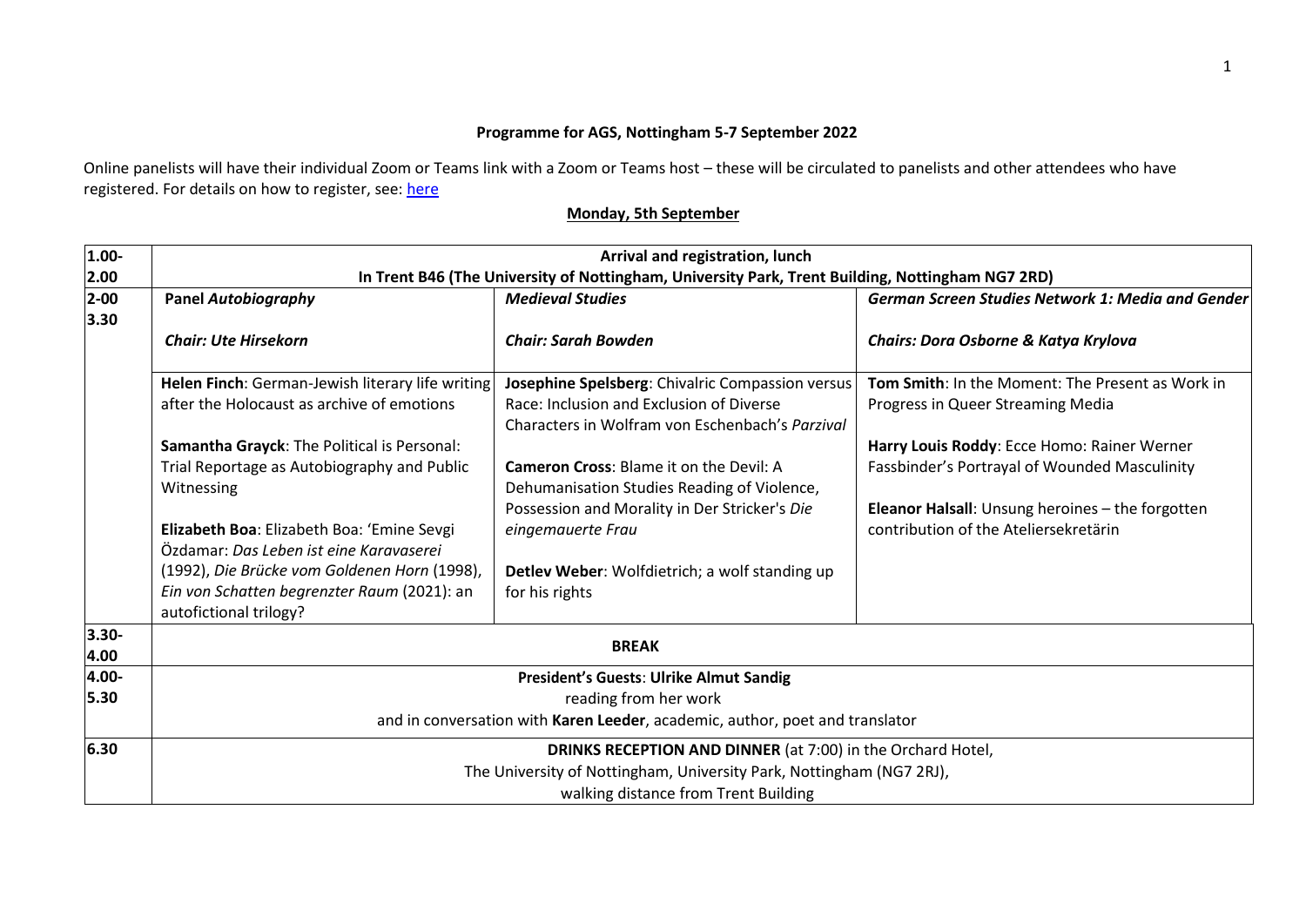## Programme for AGS, Nottingham 5-7 September 2022

Online panelists will have their individual Zoom or Teams link with a Zoom or Teams host – these will be circulated to panelists and other attendees who have registered. For details on how to register, see: [here]()

### Monday, 5th September

| | | | |
|---|---|---|---|
| 1.00-2.00 | **Arrival and registration, lunch**<br>**In Trent B46 (The University of Nottingham, University Park, Trent Building, Nottingham NG7 2RD)** | | |
| 2-00 3.30 | **Panel *Autobiography***<br><br>***Chair: Ute Hirsekorn***<br><br>**Helen Finch**: German-Jewish literary life writing after the Holocaust as archive of emotions<br><br>**Samantha Grayck**: The Political is Personal: Trial Reportage as Autobiography and Public Witnessing<br><br>**Elizabeth Boa**: Elizabeth Boa: 'Emine Sevgi Özdamar: *Das Leben ist eine Karavaserei* (1992), *Die Brücke vom Goldenen Horn* (1998), *Ein von Schatten begrenzter Raum* (2021): an autofictional trilogy? | ***Medieval Studies***<br><br>***Chair: Sarah Bowden***<br><br>**Josephine Spelsberg**: Chivalric Compassion versus Race: Inclusion and Exclusion of Diverse Characters in Wolfram von Eschenbach's *Parzival*<br><br>**Cameron Cross**: Blame it on the Devil: A Dehumanisation Studies Reading of Violence, Possession and Morality in Der Stricker's *Die eingemauerte Frau*<br><br>**Detlev Weber**: Wolfdietrich; a wolf standing up for his rights | ***German Screen Studies Network 1: Media and Gender***<br><br>***Chairs: Dora Osborne & Katya Krylova***<br><br>**Tom Smith**: In the Moment: The Present as Work in Progress in Queer Streaming Media<br><br>**Harry Louis Roddy**: Ecce Homo: Rainer Werner Fassbinder's Portrayal of Wounded Masculinity<br><br>**Eleanor Halsall**: Unsung heroines – the forgotten contribution of the Ateliersekretärin |
| 3.30-4.00 | **BREAK** | | |
| 4.00-5.30 | **President's Guests**: **Ulrike Almut Sandig**<br>reading from her work<br>and in conversation with **Karen Leeder**, academic, author, poet and translator | | |
| 6.30 | **DRINKS RECEPTION AND DINNER** (at 7:00) in the Orchard Hotel,<br>The University of Nottingham, University Park, Nottingham (NG7 2RJ),<br>walking distance from Trent Building | | |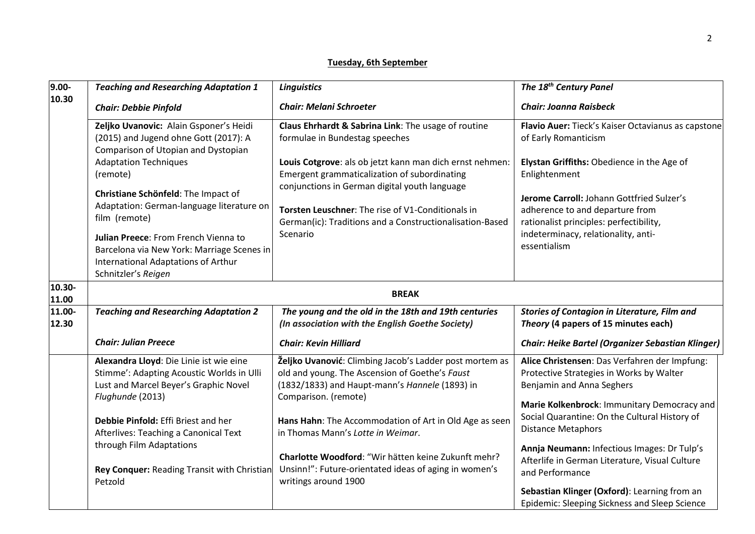## Tuesday, 6th September

| | | | |
|---|---|---|---|
| **9.00-10.30** | ***Teaching and Researching Adaptation 1***<br><br>***Chair: Debbie Pinfold*** | ***Linguistics***<br><br>***Chair: Melani Schroeter*** | ***The 18th Century Panel***<br><br>***Chair: Joanna Raisbeck*** |
| | **Zeljko Uvanovic:** Alain Gsponer's Heidi (2015) and Jugend ohne Gott (2017): A Comparison of Utopian and Dystopian Adaptation Techniques (remote)<br><br>**Christiane Schönfeld**: The Impact of Adaptation: German-language literature on film (remote)<br><br>**Julian Preece**: From French Vienna to Barcelona via New York: Marriage Scenes in International Adaptations of Arthur Schnitzler's *Reigen* | **Claus Ehrhardt & Sabrina Link**: The usage of routine formulae in Bundestag speeches<br><br>**Louis Cotgrove**: als ob jetzt kann man dich ernst nehmen: Emergent grammaticalization of subordinating conjunctions in German digital youth language<br><br>**Torsten Leuschner**: The rise of V1-Conditionals in German(ic): Traditions and a Constructionalisation-Based Scenario | **Flavio Auer:** Tieck's Kaiser Octavianus as capstone of Early Romanticism<br><br>**Elystan Griffiths:** Obedience in the Age of Enlightenment<br><br>**Jerome Carroll:** Johann Gottfried Sulzer's adherence to and departure from rationalist principles: perfectibility, indeterminacy, relationality, anti-essentialism |
| **10.30-11.00** | **BREAK** | | |
| **11.00-12.30** | ***Teaching and Researching Adaptation 2***<br><br>***Chair: Julian Preece*** | ***The young and the old in the 18th and 19th centuries (In association with the English Goethe Society)***<br><br>***Chair: Kevin Hilliard*** | ***Stories of Contagion in Literature, Film and Theory* (4 papers of 15 minutes each)**<br><br>***Chair: Heike Bartel (Organizer Sebastian Klinger)*** |
| | **Alexandra Lloyd**: Die Linie ist wie eine Stimme': Adapting Acoustic Worlds in Ulli Lust and Marcel Beyer's Graphic Novel *Flughunde* (2013)<br><br>**Debbie Pinfold:** Effi Briest and her Afterlives: Teaching a Canonical Text through Film Adaptations<br><br>**Rey Conquer:** Reading Transit with Christian Petzold | **Željko Uvanović**: Climbing Jacob's Ladder post mortem as old and young. The Ascension of Goethe's *Faust* (1832/1833) and Haupt-mann's *Hannele* (1893) in Comparison. (remote)<br><br>**Hans Hahn**: The Accommodation of Art in Old Age as seen in Thomas Mann's *Lotte in Weimar*.<br><br>**Charlotte Woodford**: "Wir hätten keine Zukunft mehr? Unsinn!": Future-orientated ideas of aging in women's writings around 1900 | **Alice Christensen**: Das Verfahren der Impfung: Protective Strategies in Works by Walter Benjamin and Anna Seghers<br><br>**Marie Kolkenbrock**: Immunitary Democracy and Social Quarantine: On the Cultural History of Distance Metaphors<br><br>**Annja Neumann:** Infectious Images: Dr Tulp's Afterlife in German Literature, Visual Culture and Performance<br><br>**Sebastian Klinger (Oxford)**: Learning from an Epidemic: Sleeping Sickness and Sleep Science |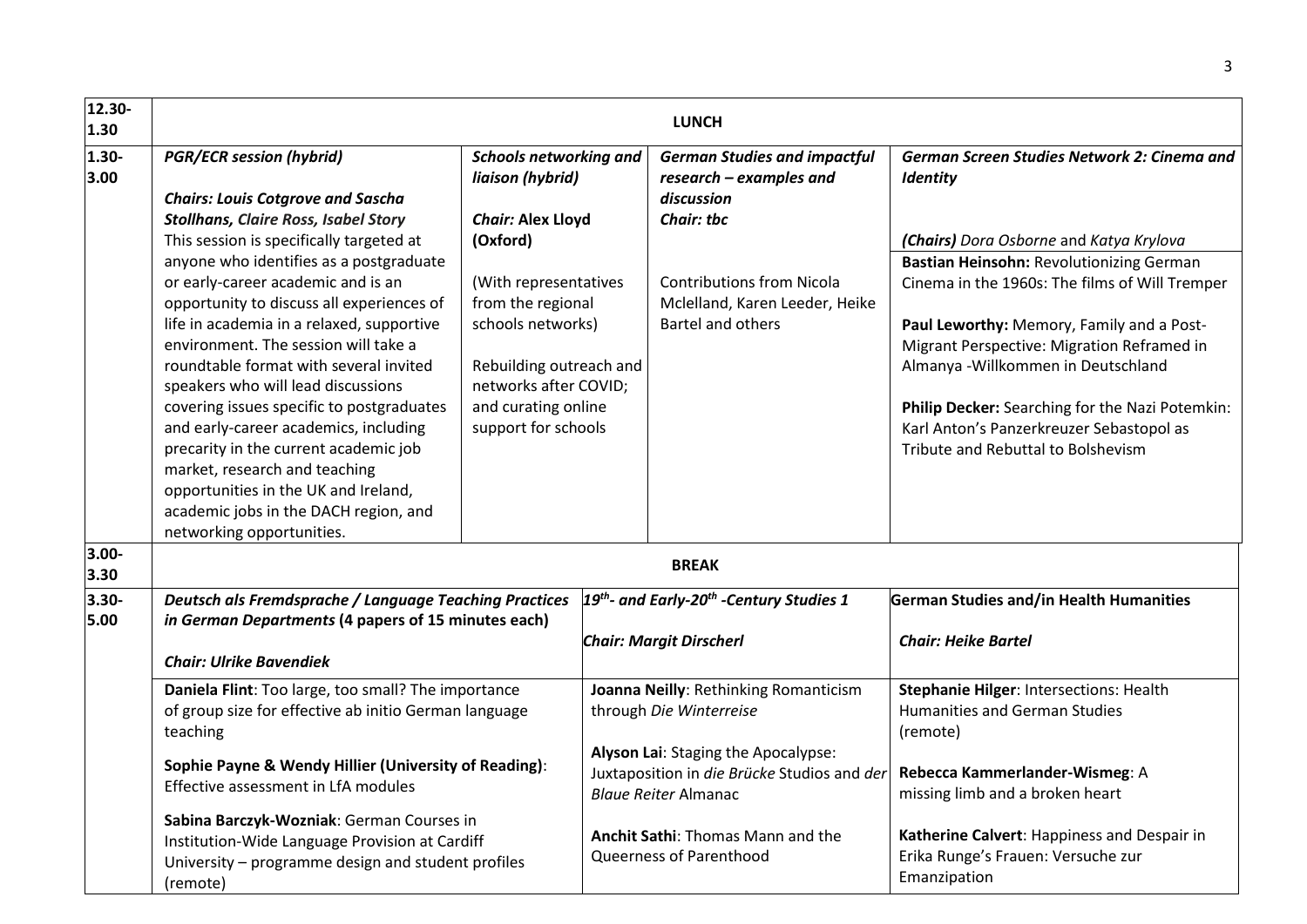| | | | | |
|---|---|---|---|---|
| 12.30-1.30 | **LUNCH** | | | |
| 1.30-3.00 | ***PGR/ECR session (hybrid)***<br><br>***Chairs: Louis Cotgrove and Sascha Stollhans, Claire Ross, Isabel Story***<br>This session is specifically targeted at anyone who identifies as a postgraduate or early-career academic and is an opportunity to discuss all experiences of life in academia in a relaxed, supportive environment. The session will take a roundtable format with several invited speakers who will lead discussions covering issues specific to postgraduates and early-career academics, including precarity in the current academic job market, research and teaching opportunities in the UK and Ireland, academic jobs in the DACH region, and networking opportunities. | ***Schools networking and liaison (hybrid)***<br><br>***Chair:* Alex Lloyd (Oxford)**<br><br>(With representatives from the regional schools networks)<br><br>Rebuilding outreach and networks after COVID; and curating online support for schools | ***German Studies and impactful research – examples and discussion***<br>***Chair: tbc***<br><br>Contributions from Nicola Mclelland, Karen Leeder, Heike Bartel and others | ***German Screen Studies Network 2: Cinema and Identity***<br><br>***(Chairs)*** *Dora Osborne* and *Katya Krylova*<br>**Bastian Heinsohn:** Revolutionizing German Cinema in the 1960s: The films of Will Tremper<br><br>**Paul Leworthy:** Memory, Family and a Post-Migrant Perspective: Migration Reframed in Almanya -Willkommen in Deutschland<br><br>**Philip Decker:** Searching for the Nazi Potemkin: Karl Anton's Panzerkreuzer Sebastopol as Tribute and Rebuttal to Bolshevism |
| 3.00-3.30 | **BREAK** | | | |
| 3.30-5.00 | ***Deutsch als Fremdsprache / Language Teaching Practices in German Departments* (4 papers of 15 minutes each)**<br><br>***Chair: Ulrike Bavendiek*** | | ***19th- and Early-20th -Century Studies 1***<br><br>***Chair: Margit Dirscherl*** | **German Studies and/in Health Humanities**<br><br>***Chair: Heike Bartel*** |
| | **Daniela Flint**: Too large, too small? The importance of group size for effective ab initio German language teaching<br><br>**Sophie Payne & Wendy Hillier (University of Reading)**: Effective assessment in LfA modules<br><br>**Sabina Barczyk-Wozniak**: German Courses in Institution-Wide Language Provision at Cardiff University – programme design and student profiles (remote) | | **Joanna Neilly**: Rethinking Romanticism through *Die Winterreise*<br><br>**Alyson Lai**: Staging the Apocalypse: Juxtaposition in *die Brücke* Studios and *der Blaue Reiter* Almanac<br><br>**Anchit Sathi**: Thomas Mann and the Queerness of Parenthood | **Stephanie Hilger**: Intersections: Health Humanities and German Studies (remote)<br><br>**Rebecca Kammerlander-Wismeg**: A missing limb and a broken heart<br><br>**Katherine Calvert**: Happiness and Despair in Erika Runge's Frauen: Versuche zur Emanzipation |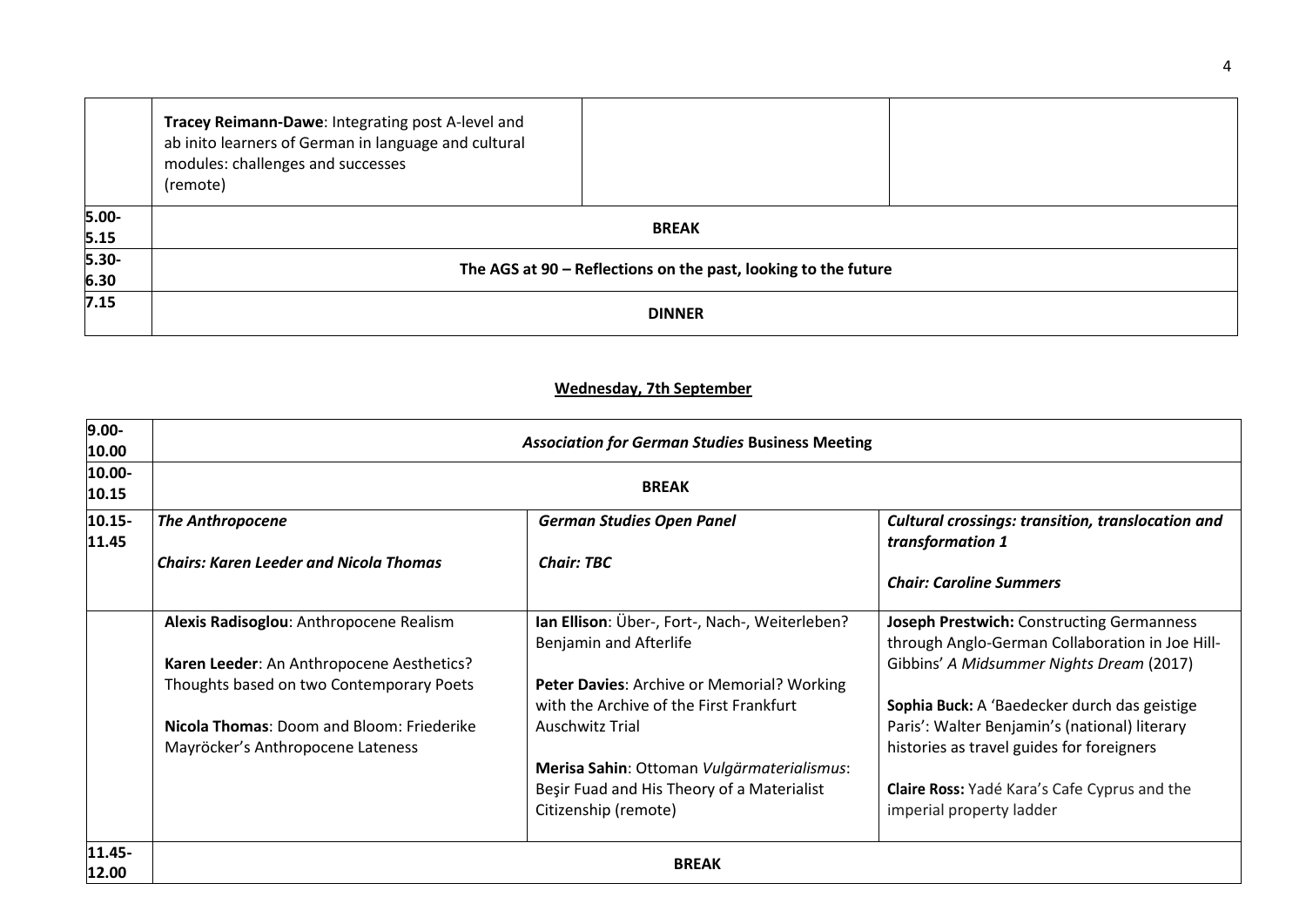| | | | |
|---|---|---|---|
| | **Tracey Reimann-Dawe**: Integrating post A-level and ab inito learners of German in language and cultural modules: challenges and successes (remote) | | |
| **5.00-5.15** | **BREAK** | | |
| **5.30-6.30** | **The AGS at 90 – Reflections on the past, looking to the future** | | |
| **7.15** | **DINNER** | | |

## Wednesday, 7th September

| | | | |
|---|---|---|---|
| **9.00-10.00** | ***Association for German Studies*** **Business Meeting** | | |
| **10.00-10.15** | **BREAK** | | |
| **10.15-11.45** | ***The Anthropocene***<br><br>***Chairs: Karen Leeder and Nicola Thomas*** | ***German Studies Open Panel***<br><br>***Chair: TBC*** | ***Cultural crossings: transition, translocation and transformation 1***<br><br>***Chair: Caroline Summers*** |
| | **Alexis Radisoglou**: Anthropocene Realism<br><br>**Karen Leeder**: An Anthropocene Aesthetics? Thoughts based on two Contemporary Poets<br><br>**Nicola Thomas**: Doom and Bloom: Friederike Mayröcker's Anthropocene Lateness | **Ian Ellison**: Über-, Fort-, Nach-, Weiterleben? Benjamin and Afterlife<br><br>**Peter Davies**: Archive or Memorial? Working with the Archive of the First Frankfurt Auschwitz Trial<br><br>**Merisa Sahin**: Ottoman *Vulgärmaterialismus*: Beşir Fuad and His Theory of a Materialist Citizenship (remote) | **Joseph Prestwich:** Constructing Germanness through Anglo-German Collaboration in Joe Hill-Gibbins' *A Midsummer Nights Dream* (2017)<br><br>**Sophia Buck:** A 'Baedecker durch das geistige Paris': Walter Benjamin's (national) literary histories as travel guides for foreigners<br><br>**Claire Ross:** Yadé Kara's Cafe Cyprus and the imperial property ladder |
| **11.45-12.00** | **BREAK** | | |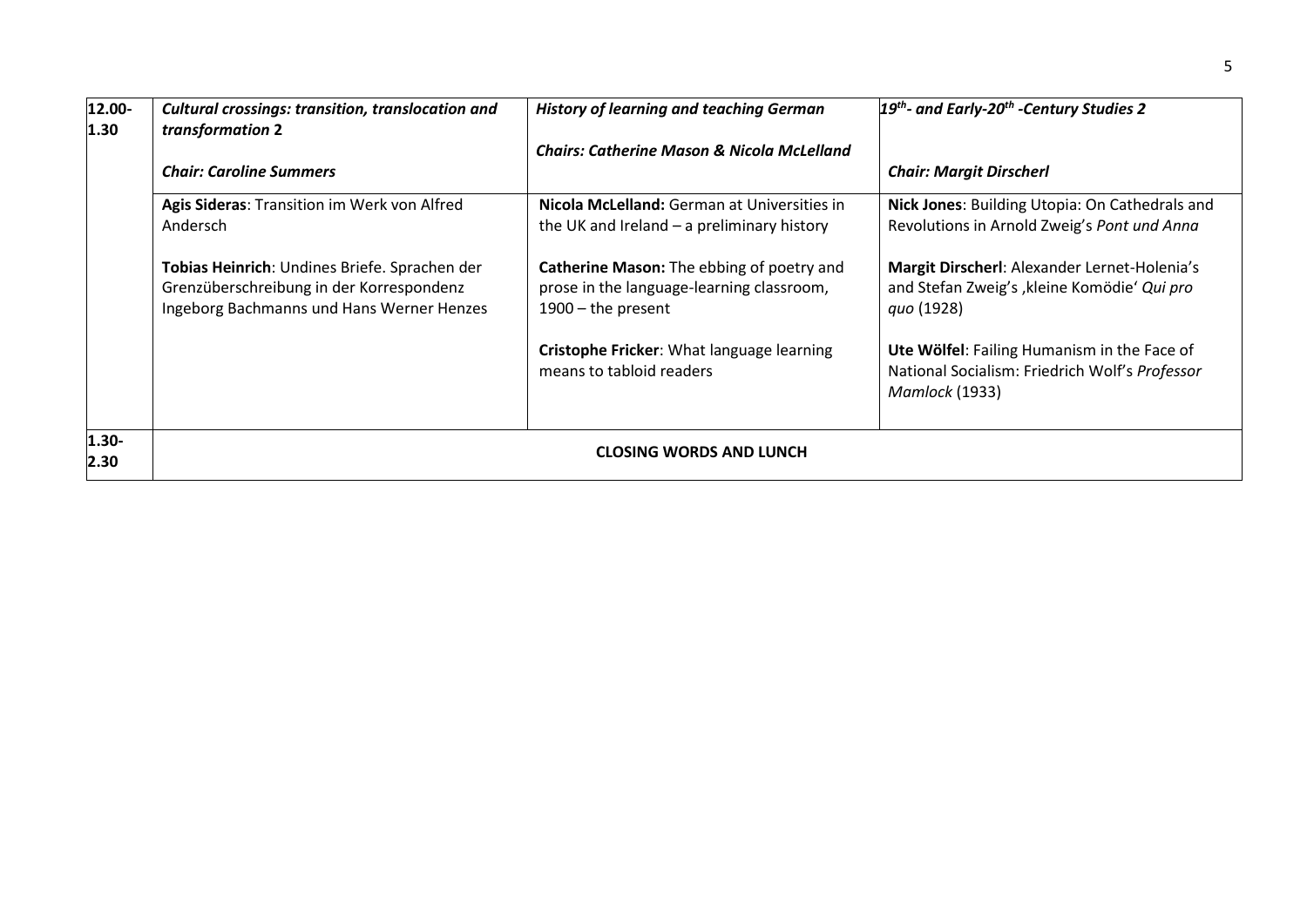| | | | |
|---|---|---|---|
| **12.00-1.30** | ***Cultural crossings: transition, translocation and transformation 2***<br><br>***Chair: Caroline Summers*** | ***History of learning and teaching German***<br><br>***Chairs: Catherine Mason & Nicola McLelland*** | ***19th- and Early-20th -Century Studies 2***<br><br>***Chair: Margit Dirscherl*** |
| | **Agis Sideras**: Transition im Werk von Alfred Andersch<br><br>**Tobias Heinrich**: Undines Briefe. Sprachen der Grenzüberschreibung in der Korrespondenz Ingeborg Bachmanns und Hans Werner Henzes | **Nicola McLelland:** German at Universities in the UK and Ireland – a preliminary history<br><br>**Catherine Mason:** The ebbing of poetry and prose in the language-learning classroom, 1900 – the present<br><br>**Cristophe Fricker**: What language learning means to tabloid readers | **Nick Jones**: Building Utopia: On Cathedrals and Revolutions in Arnold Zweig's *Pont und Anna*<br><br>**Margit Dirscherl**: Alexander Lernet-Holenia's and Stefan Zweig's ‚kleine Komödie' *Qui pro quo* (1928)<br><br>**Ute Wölfel**: Failing Humanism in the Face of National Socialism: Friedrich Wolf's *Professor Mamlock* (1933) |
| **1.30-2.30** | **CLOSING WORDS AND LUNCH** | | |